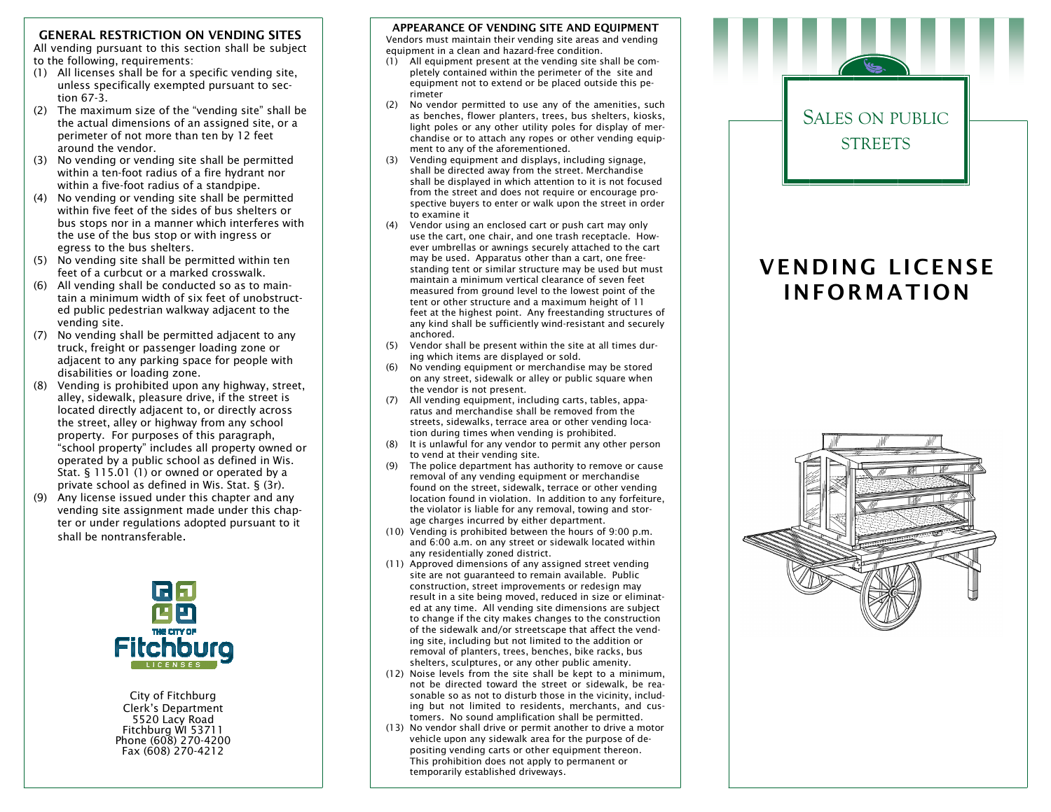## GENERAL RESTRICTION ON VENDING SITES

All vending pursuant to this section shall be subject to the following, requirements:

1. All licenses shall be for a specific vending site, unless specifically exempted pursuant to section 67-3.
2. The maximum size of the "vending site" shall be the actual dimensions of an assigned site, or a perimeter of not more than ten by 12 feet around the vendor.
3. No vending or vending site shall be permitted within a ten-foot radius of a fire hydrant nor within a five-foot radius of a standpipe.
4. No vending or vending site shall be permitted within five feet of the sides of bus shelters or bus stops nor in a manner which interferes with the use of the bus stop or with ingress or egress to the bus shelters.
5. No vending site shall be permitted within ten feet of a curbcut or a marked crosswalk.
6. All vending shall be conducted so as to maintain a minimum width of six feet of unobstructed public pedestrian walkway adjacent to the vending site.
7. No vending shall be permitted adjacent to any truck, freight or passenger loading zone or adjacent to any parking space for people with disabilities or loading zone.
8. Vending is prohibited upon any highway, street, alley, sidewalk, pleasure drive, if the street is located directly adjacent to, or directly across the street, alley or highway from any school property. For purposes of this paragraph, "school property" includes all property owned or operated by a public school as defined in Wis. Stat. § 115.01 (1) or owned or operated by a private school as defined in Wis. Stat. § (3r).
9. Any license issued under this chapter and any vending site assignment made under this chapter or under regulations adopted pursuant to it shall be nontransferable.

THE CITY OF Fitchburg LICENSES

City of Fitchburg
Clerk's Department
5520 Lacy Road
Fitchburg WI 53711
Phone (608) 270-4200
Fax (608) 270-4212

## APPEARANCE OF VENDING SITE AND EQUIPMENT

Vendors must maintain their vending site areas and vending equipment in a clean and hazard-free condition.

1. All equipment present at the vending site shall be completely contained within the perimeter of the site and equipment not to extend or be placed outside this perimeter
2. No vendor permitted to use any of the amenities, such as benches, flower planters, trees, bus shelters, kiosks, light poles or any other utility poles for display of merchandise or to attach any ropes or other vending equipment to any of the aforementioned.
3. Vending equipment and displays, including signage, shall be directed away from the street. Merchandise shall be displayed in which attention to it is not focused from the street and does not require or encourage prospective buyers to enter or walk upon the street in order to examine it
4. Vendor using an enclosed cart or push cart may only use the cart, one chair, and one trash receptacle. However umbrellas or awnings securely attached to the cart may be used. Apparatus other than a cart, one freestanding tent or similar structure may be used but must maintain a minimum vertical clearance of seven feet measured from ground level to the lowest point of the tent or other structure and a maximum height of 11 feet at the highest point. Any freestanding structures of any kind shall be sufficiently wind-resistant and securely anchored.
5. Vendor shall be present within the site at all times during which items are displayed or sold.
6. No vending equipment or merchandise may be stored on any street, sidewalk or alley or public square when the vendor is not present.
7. All vending equipment, including carts, tables, apparatus and merchandise shall be removed from the streets, sidewalks, terrace area or other vending location during times when vending is prohibited.
8. It is unlawful for any vendor to permit any other person to vend at their vending site.
9. The police department has authority to remove or cause removal of any vending equipment or merchandise found on the street, sidewalk, terrace or other vending location found in violation. In addition to any forfeiture, the violator is liable for any removal, towing and storage charges incurred by either department.
10. Vending is prohibited between the hours of 9:00 p.m. and 6:00 a.m. on any street or sidewalk located within any residentially zoned district.
11. Approved dimensions of any assigned street vending site are not guaranteed to remain available. Public construction, street improvements or redesign may result in a site being moved, reduced in size or eliminated at any time. All vending site dimensions are subject to change if the city makes changes to the construction of the sidewalk and/or streetscape that affect the vending site, including but not limited to the addition or removal of planters, trees, benches, bike racks, bus shelters, sculptures, or any other public amenity.
12. Noise levels from the site shall be kept to a minimum, not be directed toward the street or sidewalk, be reasonable so as not to disturb those in the vicinity, including but not limited to residents, merchants, and customers. No sound amplification shall be permitted.
13. No vendor shall drive or permit another to drive a motor vehicle upon any sidewalk area for the purpose of depositing vending carts or other equipment thereon. This prohibition does not apply to permanent or temporarily established driveways.

SALES ON PUBLIC STREETS

# VENDING LICENSE INFORMATION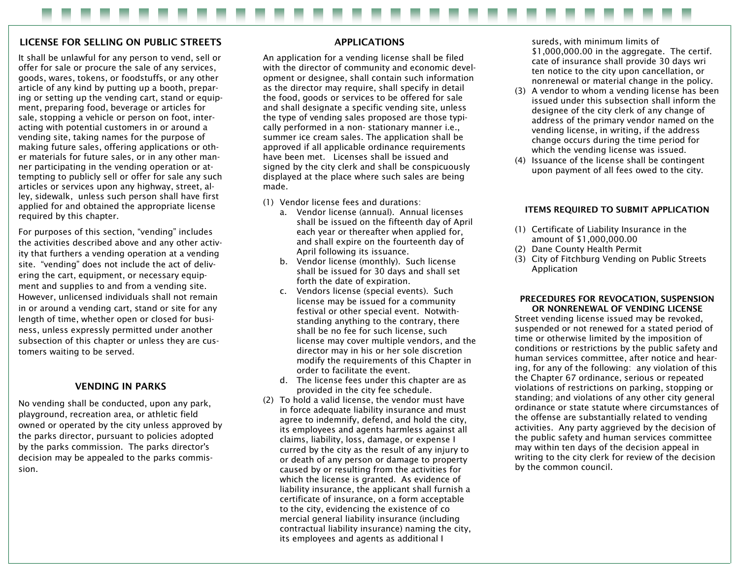## LICENSE FOR SELLING ON PUBLIC STREETS

It shall be unlawful for any person to vend, sell or offer for sale or procure the sale of any services, goods, wares, tokens, or foodstuffs, or any other article of any kind by putting up a booth, preparing or setting up the vending cart, stand or equipment, preparing food, beverage or articles for sale, stopping a vehicle or person on foot, interacting with potential customers in or around a vending site, taking names for the purpose of making future sales, offering applications or other materials for future sales, or in any other manner participating in the vending operation or attempting to publicly sell or offer for sale any such articles or services upon any highway, street, alley, sidewalk, unless such person shall have first applied for and obtained the appropriate license required by this chapter.

For purposes of this section, "vending" includes the activities described above and any other activity that furthers a vending operation at a vending site. "vending" does not include the act of delivering the cart, equipment, or necessary equipment and supplies to and from a vending site. However, unlicensed individuals shall not remain in or around a vending cart, stand or site for any length of time, whether open or closed for business, unless expressly permitted under another subsection of this chapter or unless they are customers waiting to be served.

## VENDING IN PARKS

No vending shall be conducted, upon any park, playground, recreation area, or athletic field owned or operated by the city unless approved by the parks director, pursuant to policies adopted by the parks commission. The parks director's decision may be appealed to the parks commission.

## APPLICATIONS

An application for a vending license shall be filed with the director of community and economic development or designee, shall contain such information as the director may require, shall specify in detail the food, goods or services to be offered for sale and shall designate a specific vending site, unless the type of vending sales proposed are those typically performed in a non- stationary manner i.e., summer ice cream sales. The application shall be approved if all applicable ordinance requirements have been met. Licenses shall be issued and signed by the city clerk and shall be conspicuously displayed at the place where such sales are being made.

(1) Vendor license fees and durations:
   a. Vendor license (annual). Annual licenses shall be issued on the fifteenth day of April each year or thereafter when applied for, and shall expire on the fourteenth day of April following its issuance.
   b. Vendor license (monthly). Such license shall be issued for 30 days and shall set forth the date of expiration.
   c. Vendors license (special events). Such license may be issued for a community festival or other special event. Notwithstanding anything to the contrary, there shall be no fee for such license, such license may cover multiple vendors, and the director may in his or her sole discretion modify the requirements of this Chapter in order to facilitate the event.
   d. The license fees under this chapter are as provided in the city fee schedule.

(2) To hold a valid license, the vendor must have in force adequate liability insurance and must agree to indemnify, defend, and hold the city, its employees and agents harmless against all claims, liability, loss, damage, or expense I curred by the city as the result of any injury to or death of any person or damage to property caused by or resulting from the activities for which the license is granted. As evidence of liability insurance, the applicant shall furnish a certificate of insurance, on a form acceptable to the city, evidencing the existence of co mercial general liability insurance (including contractual liability insurance) naming the city, its employees and agents as additional I sureds, with minimum limits of $1,000,000.00 in the aggregate. The certif. cate of insurance shall provide 30 days wri ten notice to the city upon cancellation, or nonrenewal or material change in the policy.

(3) A vendor to whom a vending license has been issued under this subsection shall inform the designee of the city clerk of any change of address of the primary vendor named on the vending license, in writing, if the address change occurs during the time period for which the vending license was issued.

(4) Issuance of the license shall be contingent upon payment of all fees owed to the city.

## ITEMS REQUIRED TO SUBMIT APPLICATION

(1) Certificate of Liability Insurance in the amount of $1,000,000.00
(2) Dane County Health Permit
(3) City of Fitchburg Vending on Public Streets Application

## PRECEDURES FOR REVOCATION, SUSPENSION OR NONRENEWAL OF VENDING LICENSE

Street vending license issued may be revoked, suspended or not renewed for a stated period of time or otherwise limited by the imposition of conditions or restrictions by the public safety and human services committee, after notice and hearing, for any of the following: any violation of this the Chapter 67 ordinance, serious or repeated violations of restrictions on parking, stopping or standing; and violations of any other city general ordinance or state statute where circumstances of the offense are substantially related to vending activities. Any party aggrieved by the decision of the public safety and human services committee may within ten days of the decision appeal in writing to the city clerk for review of the decision by the common council.